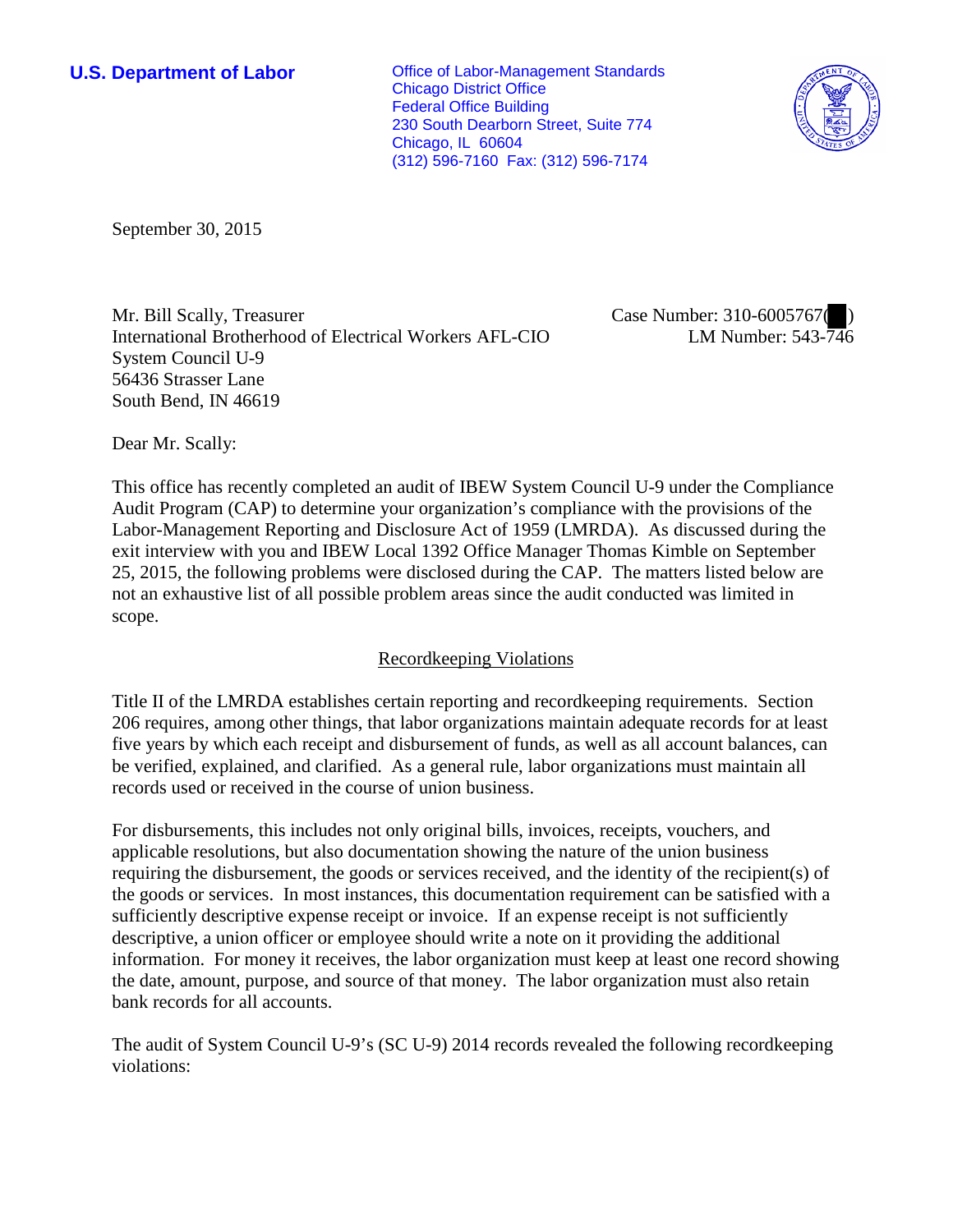**U.S. Department of Labor**

Office of Labor-Management Standards
Chicago District Office
Federal Office Building
230 South Dearborn Street, Suite 774
Chicago, IL 60604
(312) 596-7160 Fax: (312) 596-7174

September 30, 2015

Mr. Bill Scally, Treasurer
International Brotherhood of Electrical Workers AFL-CIO
System Council U-9
56436 Strasser Lane
South Bend, IN 46619

Case Number: 310-6005767( )
LM Number: 543-746

Dear Mr. Scally:

This office has recently completed an audit of IBEW System Council U-9 under the Compliance Audit Program (CAP) to determine your organization's compliance with the provisions of the Labor-Management Reporting and Disclosure Act of 1959 (LMRDA). As discussed during the exit interview with you and IBEW Local 1392 Office Manager Thomas Kimble on September 25, 2015, the following problems were disclosed during the CAP. The matters listed below are not an exhaustive list of all possible problem areas since the audit conducted was limited in scope.

## Recordkeeping Violations

Title II of the LMRDA establishes certain reporting and recordkeeping requirements. Section 206 requires, among other things, that labor organizations maintain adequate records for at least five years by which each receipt and disbursement of funds, as well as all account balances, can be verified, explained, and clarified. As a general rule, labor organizations must maintain all records used or received in the course of union business.

For disbursements, this includes not only original bills, invoices, receipts, vouchers, and applicable resolutions, but also documentation showing the nature of the union business requiring the disbursement, the goods or services received, and the identity of the recipient(s) of the goods or services. In most instances, this documentation requirement can be satisfied with a sufficiently descriptive expense receipt or invoice. If an expense receipt is not sufficiently descriptive, a union officer or employee should write a note on it providing the additional information. For money it receives, the labor organization must keep at least one record showing the date, amount, purpose, and source of that money. The labor organization must also retain bank records for all accounts.

The audit of System Council U-9's (SC U-9) 2014 records revealed the following recordkeeping violations: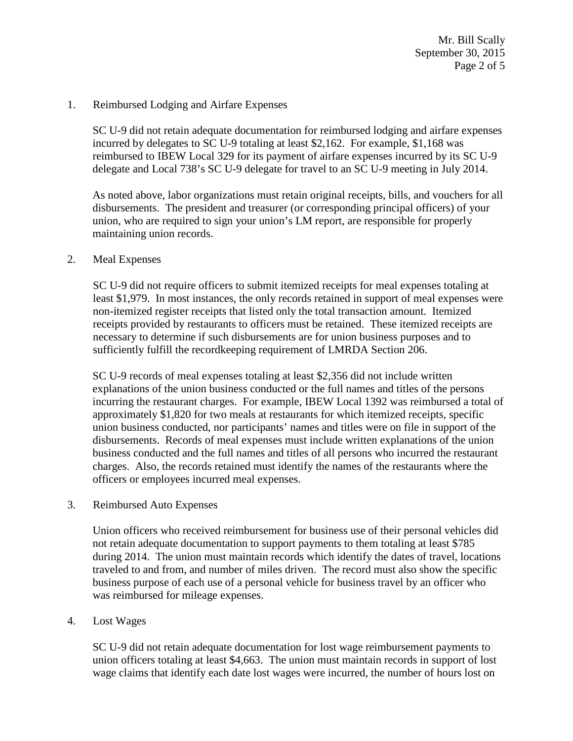1. Reimbursed Lodging and Airfare Expenses

   SC U-9 did not retain adequate documentation for reimbursed lodging and airfare expenses incurred by delegates to SC U-9 totaling at least $2,162. For example, $1,168 was reimbursed to IBEW Local 329 for its payment of airfare expenses incurred by its SC U-9 delegate and Local 738's SC U-9 delegate for travel to an SC U-9 meeting in July 2014.

   As noted above, labor organizations must retain original receipts, bills, and vouchers for all disbursements. The president and treasurer (or corresponding principal officers) of your union, who are required to sign your union's LM report, are responsible for properly maintaining union records.

2. Meal Expenses

   SC U-9 did not require officers to submit itemized receipts for meal expenses totaling at least $1,979. In most instances, the only records retained in support of meal expenses were non-itemized register receipts that listed only the total transaction amount. Itemized receipts provided by restaurants to officers must be retained. These itemized receipts are necessary to determine if such disbursements are for union business purposes and to sufficiently fulfill the recordkeeping requirement of LMRDA Section 206.

   SC U-9 records of meal expenses totaling at least $2,356 did not include written explanations of the union business conducted or the full names and titles of the persons incurring the restaurant charges. For example, IBEW Local 1392 was reimbursed a total of approximately $1,820 for two meals at restaurants for which itemized receipts, specific union business conducted, nor participants' names and titles were on file in support of the disbursements. Records of meal expenses must include written explanations of the union business conducted and the full names and titles of all persons who incurred the restaurant charges. Also, the records retained must identify the names of the restaurants where the officers or employees incurred meal expenses.

3. Reimbursed Auto Expenses

   Union officers who received reimbursement for business use of their personal vehicles did not retain adequate documentation to support payments to them totaling at least $785 during 2014. The union must maintain records which identify the dates of travel, locations traveled to and from, and number of miles driven. The record must also show the specific business purpose of each use of a personal vehicle for business travel by an officer who was reimbursed for mileage expenses.

4. Lost Wages

   SC U-9 did not retain adequate documentation for lost wage reimbursement payments to union officers totaling at least $4,663. The union must maintain records in support of lost wage claims that identify each date lost wages were incurred, the number of hours lost on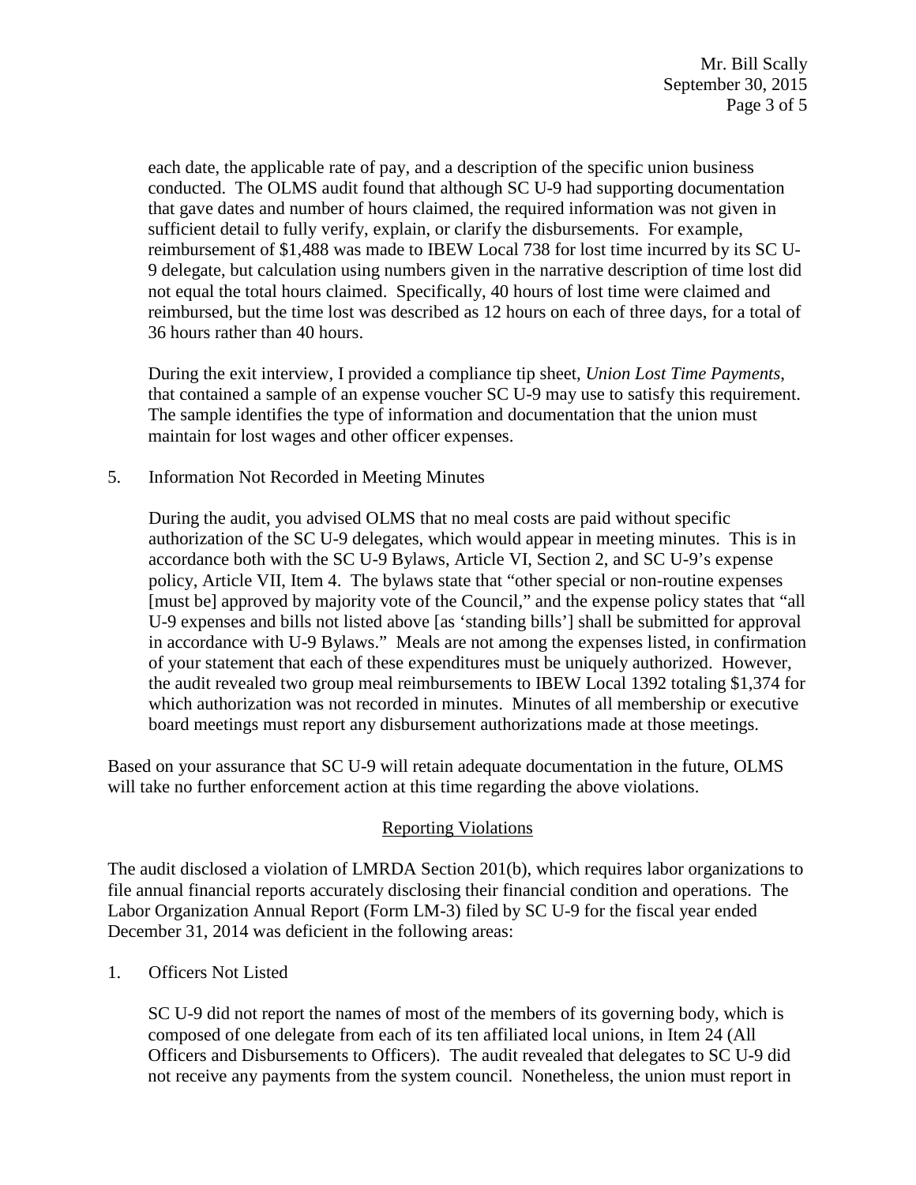each date, the applicable rate of pay, and a description of the specific union business conducted. The OLMS audit found that although SC U-9 had supporting documentation that gave dates and number of hours claimed, the required information was not given in sufficient detail to fully verify, explain, or clarify the disbursements. For example, reimbursement of $1,488 was made to IBEW Local 738 for lost time incurred by its SC U-9 delegate, but calculation using numbers given in the narrative description of time lost did not equal the total hours claimed. Specifically, 40 hours of lost time were claimed and reimbursed, but the time lost was described as 12 hours on each of three days, for a total of 36 hours rather than 40 hours.

During the exit interview, I provided a compliance tip sheet, *Union Lost Time Payments*, that contained a sample of an expense voucher SC U-9 may use to satisfy this requirement. The sample identifies the type of information and documentation that the union must maintain for lost wages and other officer expenses.

5. Information Not Recorded in Meeting Minutes

   During the audit, you advised OLMS that no meal costs are paid without specific authorization of the SC U-9 delegates, which would appear in meeting minutes. This is in accordance both with the SC U-9 Bylaws, Article VI, Section 2, and SC U-9's expense policy, Article VII, Item 4. The bylaws state that "other special or non-routine expenses [must be] approved by majority vote of the Council," and the expense policy states that "all U-9 expenses and bills not listed above [as 'standing bills'] shall be submitted for approval in accordance with U-9 Bylaws." Meals are not among the expenses listed, in confirmation of your statement that each of these expenditures must be uniquely authorized. However, the audit revealed two group meal reimbursements to IBEW Local 1392 totaling $1,374 for which authorization was not recorded in minutes. Minutes of all membership or executive board meetings must report any disbursement authorizations made at those meetings.

Based on your assurance that SC U-9 will retain adequate documentation in the future, OLMS will take no further enforcement action at this time regarding the above violations.

## Reporting Violations

The audit disclosed a violation of LMRDA Section 201(b), which requires labor organizations to file annual financial reports accurately disclosing their financial condition and operations. The Labor Organization Annual Report (Form LM-3) filed by SC U-9 for the fiscal year ended December 31, 2014 was deficient in the following areas:

1. Officers Not Listed

   SC U-9 did not report the names of most of the members of its governing body, which is composed of one delegate from each of its ten affiliated local unions, in Item 24 (All Officers and Disbursements to Officers). The audit revealed that delegates to SC U-9 did not receive any payments from the system council. Nonetheless, the union must report in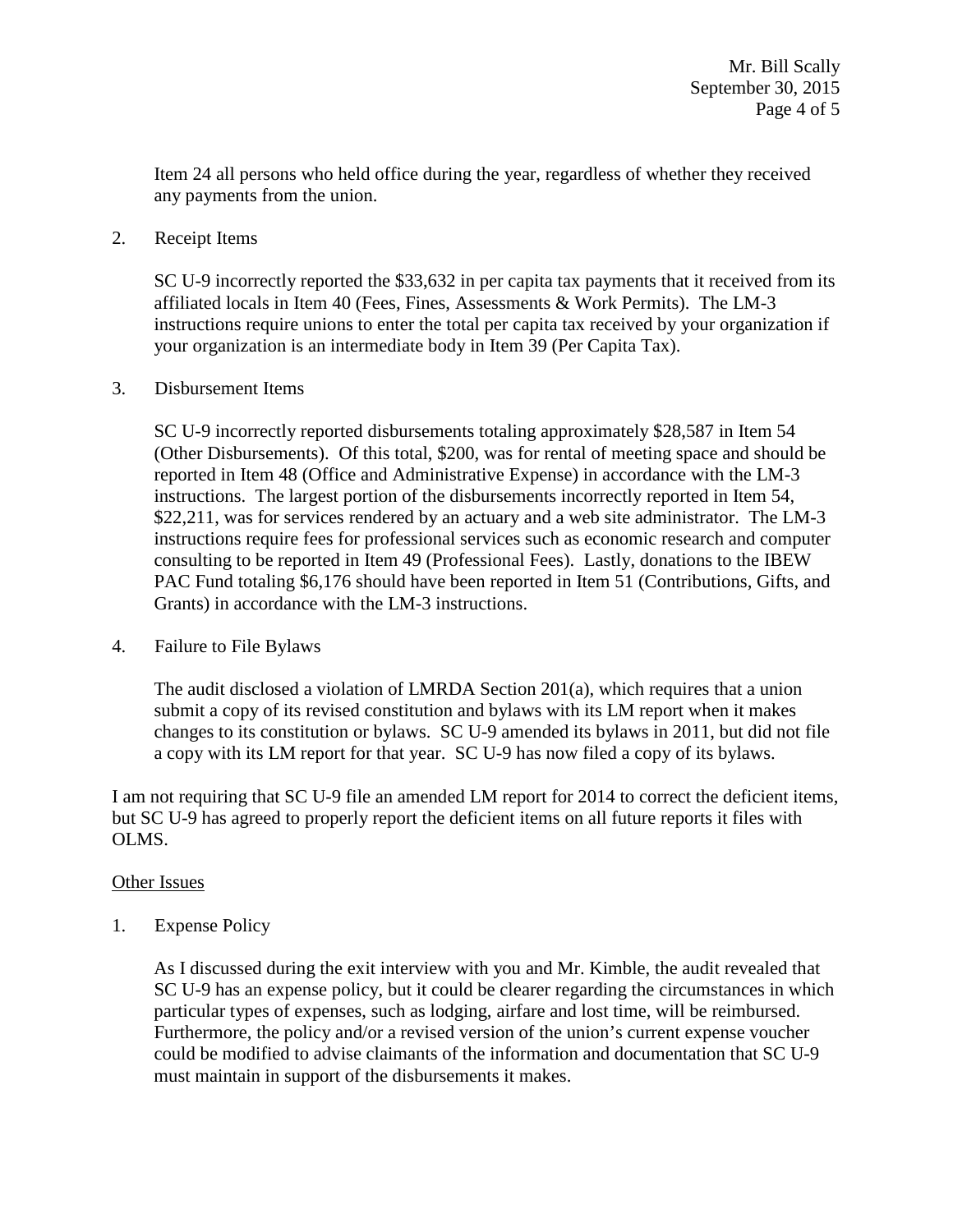Item 24 all persons who held office during the year, regardless of whether they received any payments from the union.

2. Receipt Items

   SC U-9 incorrectly reported the $33,632 in per capita tax payments that it received from its affiliated locals in Item 40 (Fees, Fines, Assessments & Work Permits). The LM-3 instructions require unions to enter the total per capita tax received by your organization if your organization is an intermediate body in Item 39 (Per Capita Tax).

3. Disbursement Items

   SC U-9 incorrectly reported disbursements totaling approximately $28,587 in Item 54 (Other Disbursements). Of this total, $200, was for rental of meeting space and should be reported in Item 48 (Office and Administrative Expense) in accordance with the LM-3 instructions. The largest portion of the disbursements incorrectly reported in Item 54, $22,211, was for services rendered by an actuary and a web site administrator. The LM-3 instructions require fees for professional services such as economic research and computer consulting to be reported in Item 49 (Professional Fees). Lastly, donations to the IBEW PAC Fund totaling $6,176 should have been reported in Item 51 (Contributions, Gifts, and Grants) in accordance with the LM-3 instructions.

4. Failure to File Bylaws

   The audit disclosed a violation of LMRDA Section 201(a), which requires that a union submit a copy of its revised constitution and bylaws with its LM report when it makes changes to its constitution or bylaws. SC U-9 amended its bylaws in 2011, but did not file a copy with its LM report for that year. SC U-9 has now filed a copy of its bylaws.

I am not requiring that SC U-9 file an amended LM report for 2014 to correct the deficient items, but SC U-9 has agreed to properly report the deficient items on all future reports it files with OLMS.

<u>Other Issues</u>

1. Expense Policy

   As I discussed during the exit interview with you and Mr. Kimble, the audit revealed that SC U-9 has an expense policy, but it could be clearer regarding the circumstances in which particular types of expenses, such as lodging, airfare and lost time, will be reimbursed. Furthermore, the policy and/or a revised version of the union's current expense voucher could be modified to advise claimants of the information and documentation that SC U-9 must maintain in support of the disbursements it makes.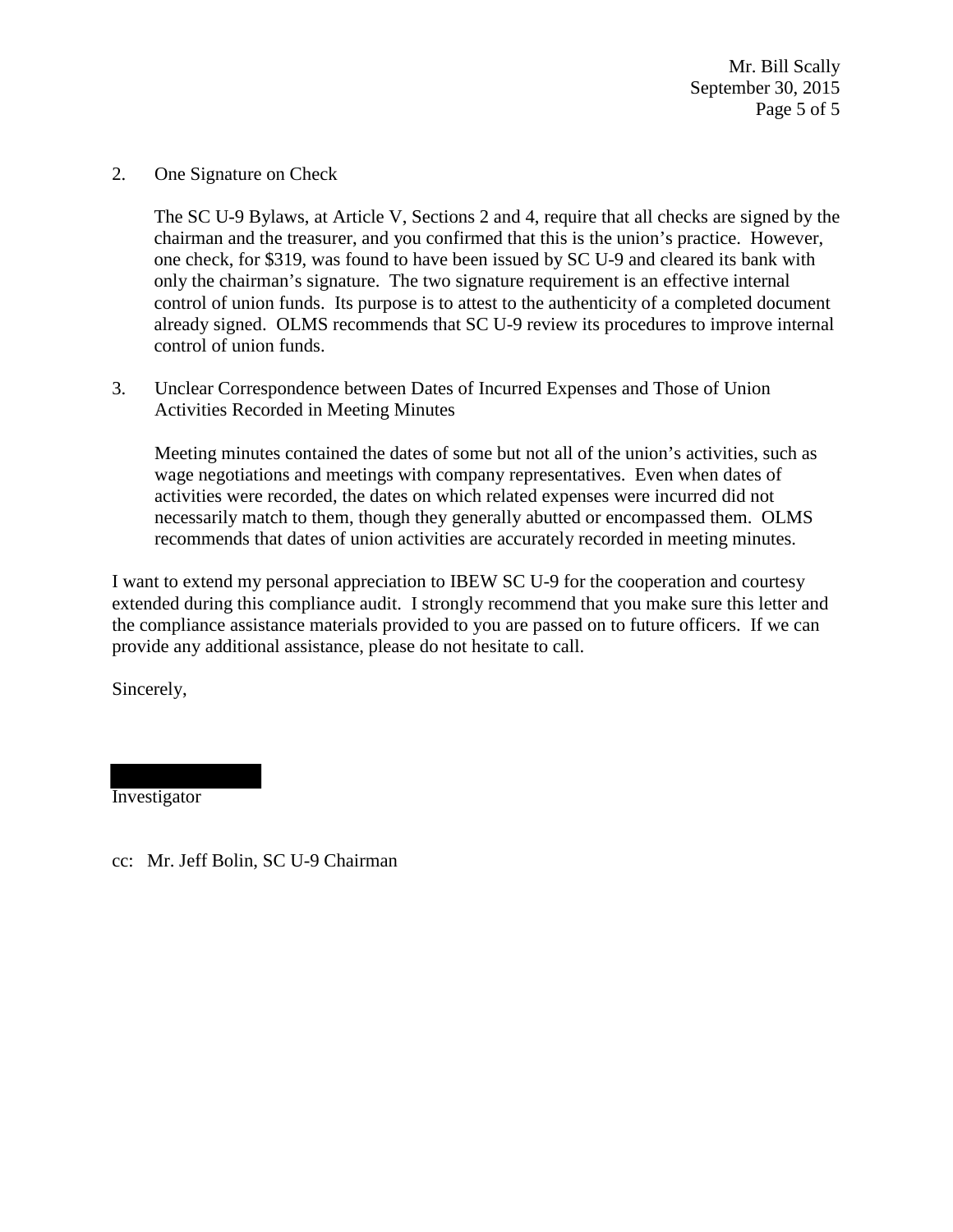2. One Signature on Check

   The SC U-9 Bylaws, at Article V, Sections 2 and 4, require that all checks are signed by the chairman and the treasurer, and you confirmed that this is the union's practice. However, one check, for $319, was found to have been issued by SC U-9 and cleared its bank with only the chairman's signature. The two signature requirement is an effective internal control of union funds. Its purpose is to attest to the authenticity of a completed document already signed. OLMS recommends that SC U-9 review its procedures to improve internal control of union funds.

3. Unclear Correspondence between Dates of Incurred Expenses and Those of Union Activities Recorded in Meeting Minutes

   Meeting minutes contained the dates of some but not all of the union's activities, such as wage negotiations and meetings with company representatives. Even when dates of activities were recorded, the dates on which related expenses were incurred did not necessarily match to them, though they generally abutted or encompassed them. OLMS recommends that dates of union activities are accurately recorded in meeting minutes.

I want to extend my personal appreciation to IBEW SC U-9 for the cooperation and courtesy extended during this compliance audit. I strongly recommend that you make sure this letter and the compliance assistance materials provided to you are passed on to future officers. If we can provide any additional assistance, please do not hesitate to call.

Sincerely,

[REDACTED]

Investigator

cc: Mr. Jeff Bolin, SC U-9 Chairman